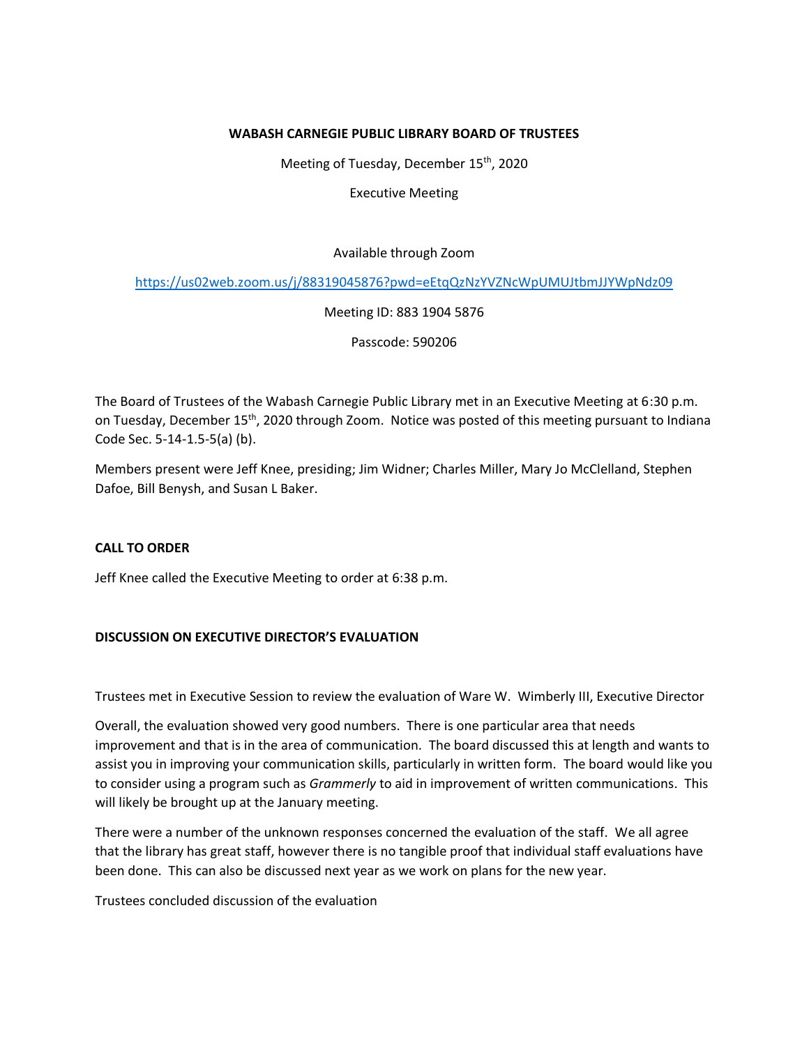**WABASH CARNEGIE PUBLIC LIBRARY BOARD OF TRUSTEES**

Meeting of Tuesday, December 15th, 2020

Executive Meeting

Available through Zoom

https://us02web.zoom.us/j/88319045876?pwd=eEtqQzNzYVZNcWpUMUJtbmJJYWpNdz09

Meeting ID: 883 1904 5876

Passcode: 590206

The Board of Trustees of the Wabash Carnegie Public Library met in an Executive Meeting at 6:30 p.m. on Tuesday, December 15th, 2020 through Zoom. Notice was posted of this meeting pursuant to Indiana Code Sec. 5-14-1.5-5(a) (b).

Members present were Jeff Knee, presiding; Jim Widner; Charles Miller, Mary Jo McClelland, Stephen Dafoe, Bill Benysh, and Susan L Baker.

**CALL TO ORDER**

Jeff Knee called the Executive Meeting to order at 6:38 p.m.

**DISCUSSION ON EXECUTIVE DIRECTOR'S EVALUATION**

Trustees met in Executive Session to review the evaluation of Ware W. Wimberly III, Executive Director

Overall, the evaluation showed very good numbers. There is one particular area that needs improvement and that is in the area of communication. The board discussed this at length and wants to assist you in improving your communication skills, particularly in written form. The board would like you to consider using a program such as *Grammerly* to aid in improvement of written communications. This will likely be brought up at the January meeting.

There were a number of the unknown responses concerned the evaluation of the staff. We all agree that the library has great staff, however there is no tangible proof that individual staff evaluations have been done. This can also be discussed next year as we work on plans for the new year.

Trustees concluded discussion of the evaluation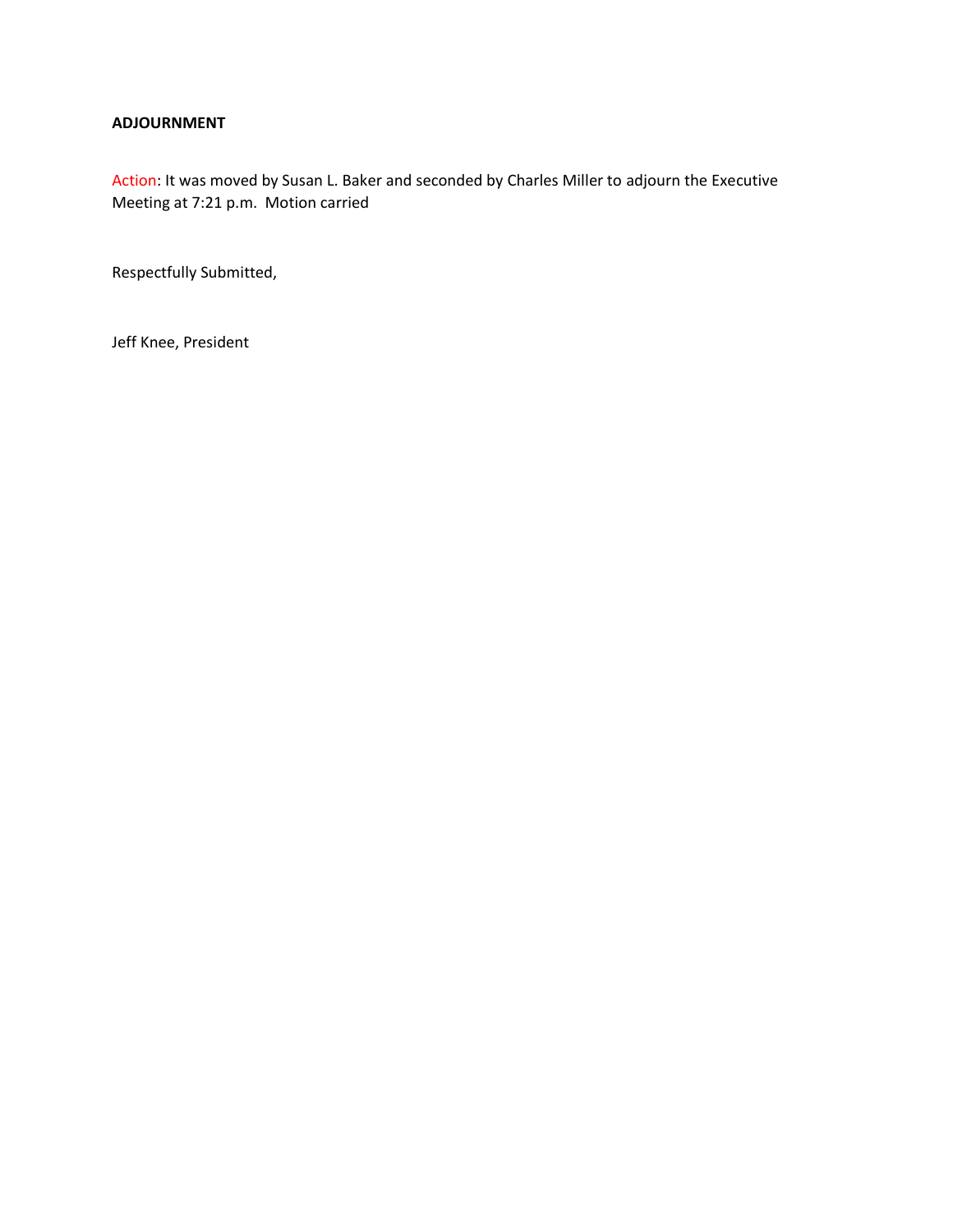**ADJOURNMENT**

Action: It was moved by Susan L. Baker and seconded by Charles Miller to adjourn the Executive Meeting at 7:21 p.m.  Motion carried

Respectfully Submitted,

Jeff Knee, President